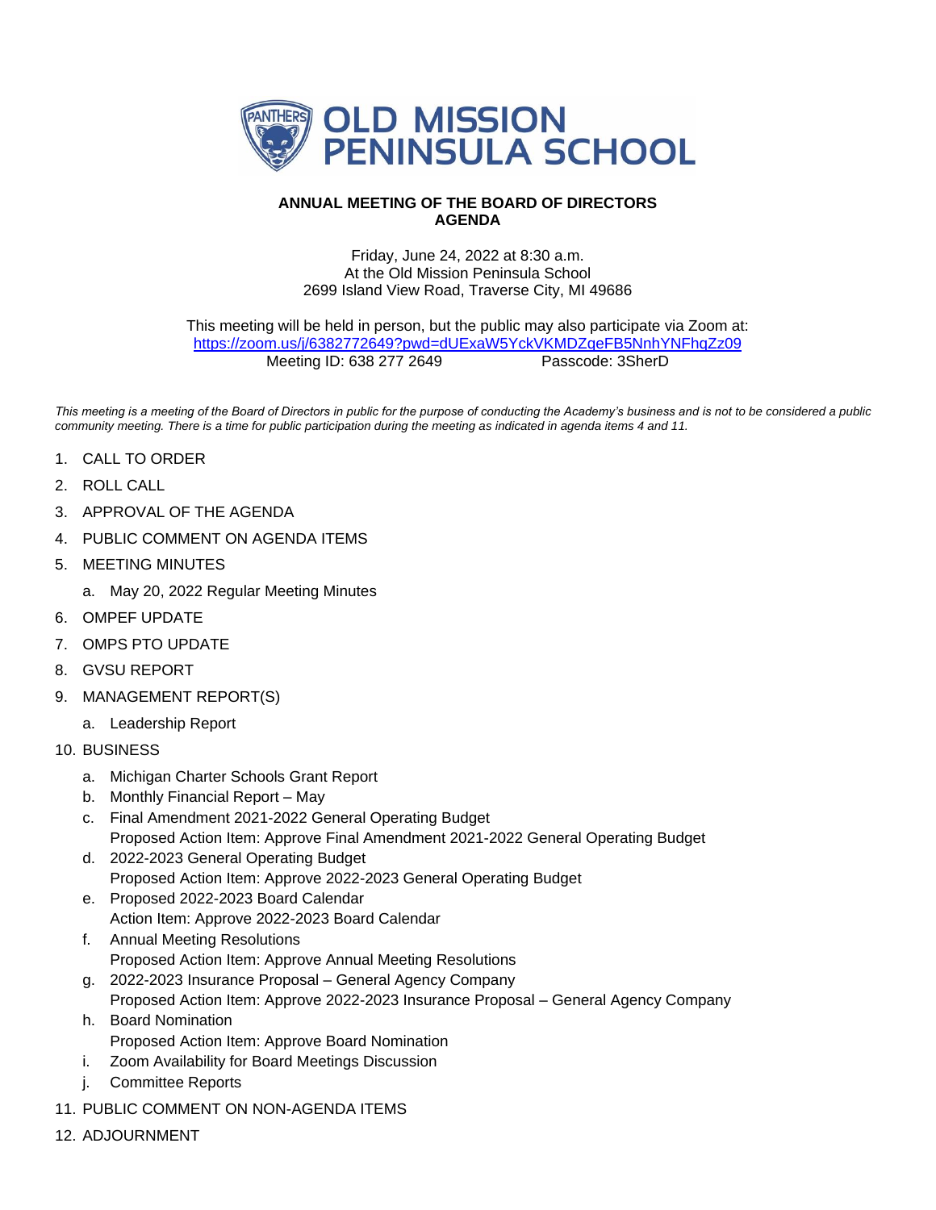# OLD MISSION PENINSULA SCHOOL

**ANNUAL MEETING OF THE BOARD OF DIRECTORS**
**AGENDA**

Friday, June 24, 2022 at 8:30 a.m.
At the Old Mission Peninsula School
2699 Island View Road, Traverse City, MI 49686

This meeting will be held in person, but the public may also participate via Zoom at:
https://zoom.us/j/6382772649?pwd=dUExaW5YckVKMDZqeFB5NnhYNFhqZz09
Meeting ID: 638 277 2649 Passcode: 3SherD

*This meeting is a meeting of the Board of Directors in public for the purpose of conducting the Academy's business and is not to be considered a public community meeting. There is a time for public participation during the meeting as indicated in agenda items 4 and 11.*

1. CALL TO ORDER
2. ROLL CALL
3. APPROVAL OF THE AGENDA
4. PUBLIC COMMENT ON AGENDA ITEMS
5. MEETING MINUTES
   a. May 20, 2022 Regular Meeting Minutes
6. OMPEF UPDATE
7. OMPS PTO UPDATE
8. GVSU REPORT
9. MANAGEMENT REPORT(S)
   a. Leadership Report
10. BUSINESS
    a. Michigan Charter Schools Grant Report
    b. Monthly Financial Report – May
    c. Final Amendment 2021-2022 General Operating Budget
       Proposed Action Item: Approve Final Amendment 2021-2022 General Operating Budget
    d. 2022-2023 General Operating Budget
       Proposed Action Item: Approve 2022-2023 General Operating Budget
    e. Proposed 2022-2023 Board Calendar
       Action Item: Approve 2022-2023 Board Calendar
    f. Annual Meeting Resolutions
       Proposed Action Item: Approve Annual Meeting Resolutions
    g. 2022-2023 Insurance Proposal – General Agency Company
       Proposed Action Item: Approve 2022-2023 Insurance Proposal – General Agency Company
    h. Board Nomination
       Proposed Action Item: Approve Board Nomination
    i. Zoom Availability for Board Meetings Discussion
    j. Committee Reports
11. PUBLIC COMMENT ON NON-AGENDA ITEMS
12. ADJOURNMENT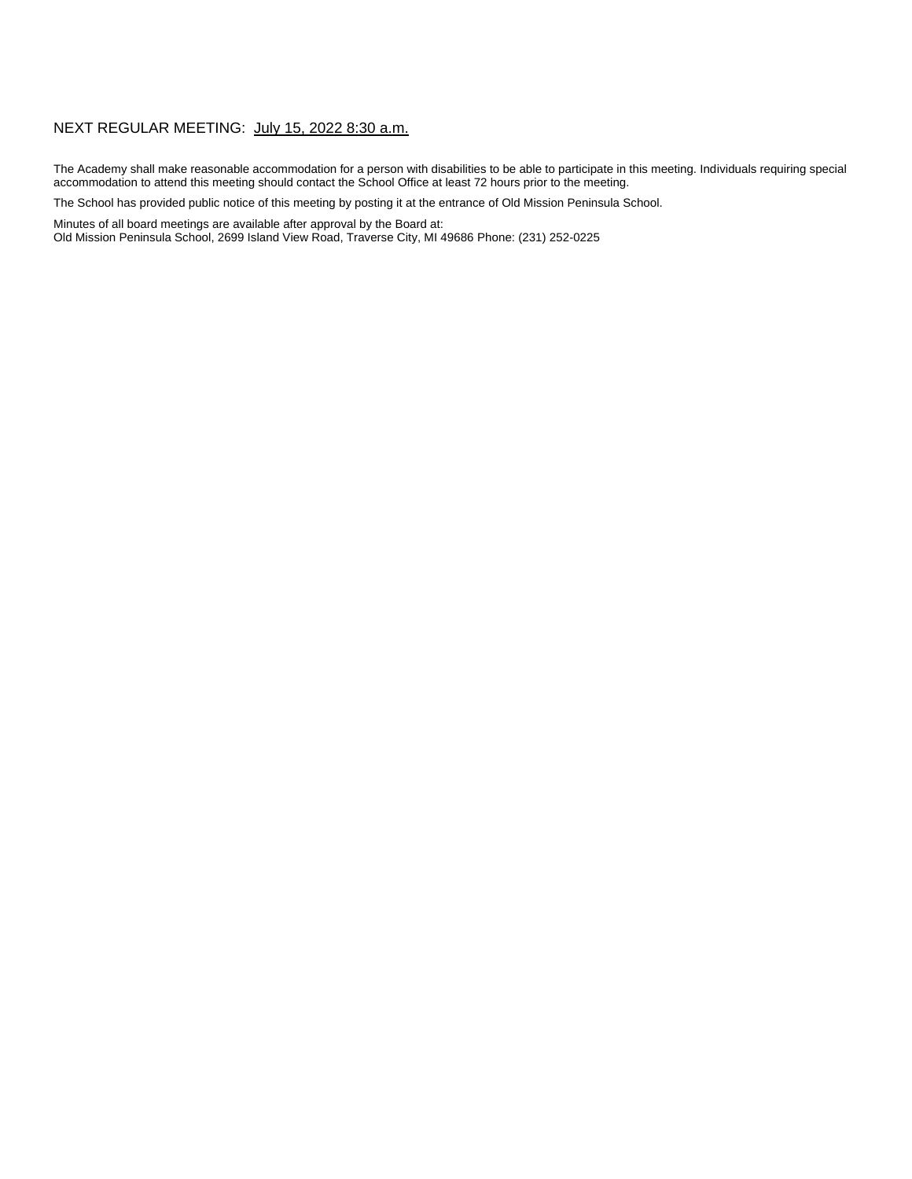NEXT REGULAR MEETING: July 15, 2022 8:30 a.m.

The Academy shall make reasonable accommodation for a person with disabilities to be able to participate in this meeting. Individuals requiring special accommodation to attend this meeting should contact the School Office at least 72 hours prior to the meeting.

The School has provided public notice of this meeting by posting it at the entrance of Old Mission Peninsula School.

Minutes of all board meetings are available after approval by the Board at:
Old Mission Peninsula School, 2699 Island View Road, Traverse City, MI 49686 Phone: (231) 252-0225